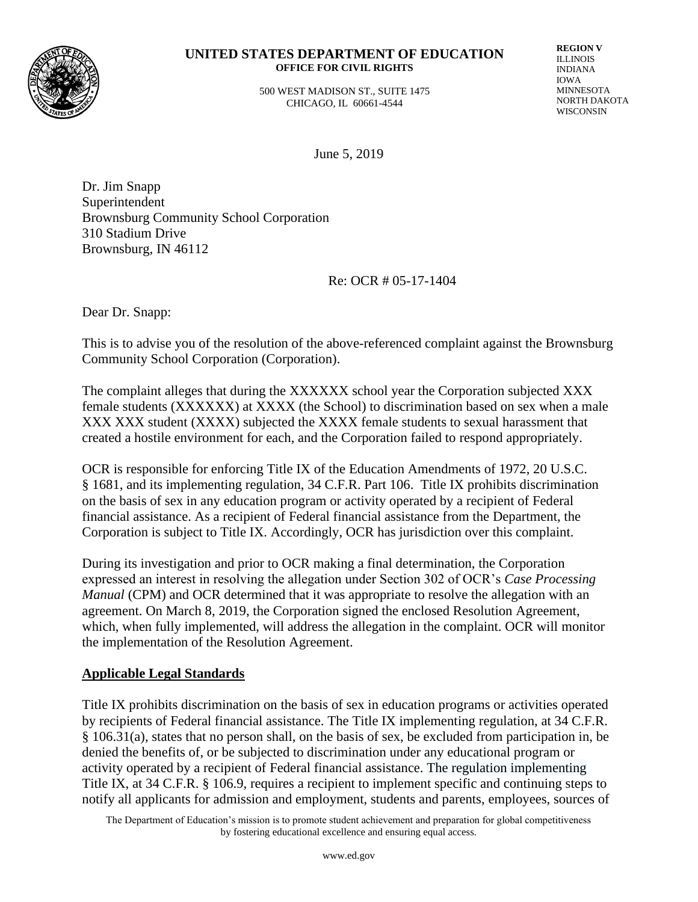**UNITED STATES DEPARTMENT OF EDUCATION**
**OFFICE FOR CIVIL RIGHTS**

500 WEST MADISON ST., SUITE 1475
CHICAGO, IL 60661-4544

**REGION V**
ILLINOIS
INDIANA
IOWA
MINNESOTA
NORTH DAKOTA
WISCONSIN

June 5, 2019

Dr. Jim Snapp
Superintendent
Brownsburg Community School Corporation
310 Stadium Drive
Brownsburg, IN 46112

Re: OCR # 05-17-1404

Dear Dr. Snapp:

This is to advise you of the resolution of the above-referenced complaint against the Brownsburg Community School Corporation (Corporation).

The complaint alleges that during the XXXXXX school year the Corporation subjected XXX female students (XXXXXXX) at XXXX (the School) to discrimination based on sex when a male XXX XXX student (XXXX) subjected the XXXX female students to sexual harassment that created a hostile environment for each, and the Corporation failed to respond appropriately.

OCR is responsible for enforcing Title IX of the Education Amendments of 1972, 20 U.S.C. § 1681, and its implementing regulation, 34 C.F.R. Part 106. Title IX prohibits discrimination on the basis of sex in any education program or activity operated by a recipient of Federal financial assistance. As a recipient of Federal financial assistance from the Department, the Corporation is subject to Title IX. Accordingly, OCR has jurisdiction over this complaint.

During its investigation and prior to OCR making a final determination, the Corporation expressed an interest in resolving the allegation under Section 302 of OCR's *Case Processing Manual* (CPM) and OCR determined that it was appropriate to resolve the allegation with an agreement. On March 8, 2019, the Corporation signed the enclosed Resolution Agreement, which, when fully implemented, will address the allegation in the complaint. OCR will monitor the implementation of the Resolution Agreement.

## Applicable Legal Standards

Title IX prohibits discrimination on the basis of sex in education programs or activities operated by recipients of Federal financial assistance. The Title IX implementing regulation, at 34 C.F.R. § 106.31(a), states that no person shall, on the basis of sex, be excluded from participation in, be denied the benefits of, or be subjected to discrimination under any educational program or activity operated by a recipient of Federal financial assistance. The regulation implementing Title IX, at 34 C.F.R. § 106.9, requires a recipient to implement specific and continuing steps to notify all applicants for admission and employment, students and parents, employees, sources of

The Department of Education's mission is to promote student achievement and preparation for global competitiveness by fostering educational excellence and ensuring equal access.

www.ed.gov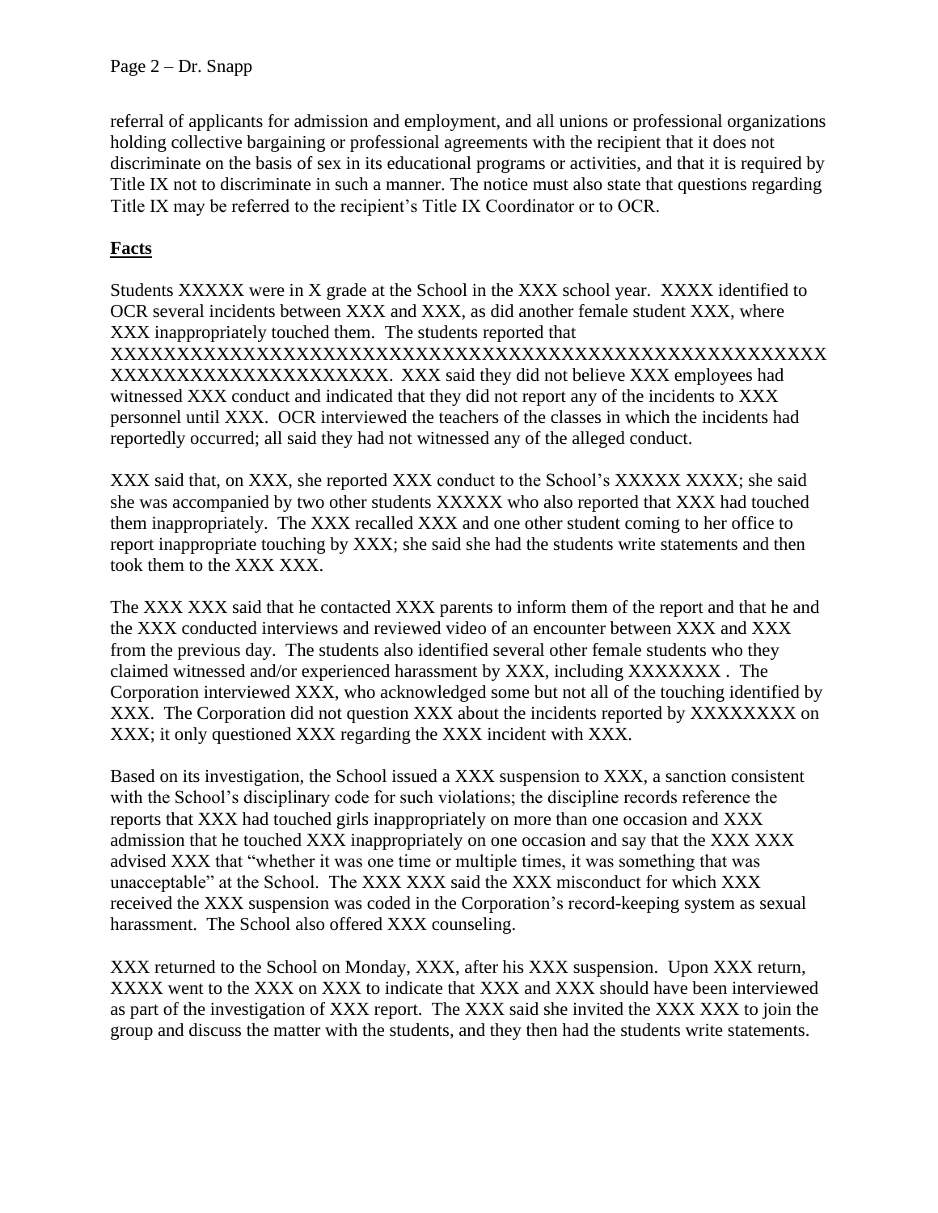referral of applicants for admission and employment, and all unions or professional organizations holding collective bargaining or professional agreements with the recipient that it does not discriminate on the basis of sex in its educational programs or activities, and that it is required by Title IX not to discriminate in such a manner. The notice must also state that questions regarding Title IX may be referred to the recipient's Title IX Coordinator or to OCR.

**Facts**

Students XXXXX were in X grade at the School in the XXX school year. XXXX identified to OCR several incidents between XXX and XXX, as did another female student XXX, where XXX inappropriately touched them. The students reported that XXXXXXXXXXXXXXXXXXXXXXXXXXXXXXXXXXXXXXXXXXXXXXXXXXXXX XXXXXXXXXXXXXXXXXXXXX. XXX said they did not believe XXX employees had witnessed XXX conduct and indicated that they did not report any of the incidents to XXX personnel until XXX. OCR interviewed the teachers of the classes in which the incidents had reportedly occurred; all said they had not witnessed any of the alleged conduct.

XXX said that, on XXX, she reported XXX conduct to the School's XXXXX XXXX; she said she was accompanied by two other students XXXXX who also reported that XXX had touched them inappropriately. The XXX recalled XXX and one other student coming to her office to report inappropriate touching by XXX; she said she had the students write statements and then took them to the XXX XXX.

The XXX XXX said that he contacted XXX parents to inform them of the report and that he and the XXX conducted interviews and reviewed video of an encounter between XXX and XXX from the previous day. The students also identified several other female students who they claimed witnessed and/or experienced harassment by XXX, including XXXXXXX . The Corporation interviewed XXX, who acknowledged some but not all of the touching identified by XXX. The Corporation did not question XXX about the incidents reported by XXXXXXXX on XXX; it only questioned XXX regarding the XXX incident with XXX.

Based on its investigation, the School issued a XXX suspension to XXX, a sanction consistent with the School's disciplinary code for such violations; the discipline records reference the reports that XXX had touched girls inappropriately on more than one occasion and XXX admission that he touched XXX inappropriately on one occasion and say that the XXX XXX advised XXX that "whether it was one time or multiple times, it was something that was unacceptable" at the School. The XXX XXX said the XXX misconduct for which XXX received the XXX suspension was coded in the Corporation's record-keeping system as sexual harassment. The School also offered XXX counseling.

XXX returned to the School on Monday, XXX, after his XXX suspension. Upon XXX return, XXXX went to the XXX on XXX to indicate that XXX and XXX should have been interviewed as part of the investigation of XXX report. The XXX said she invited the XXX XXX to join the group and discuss the matter with the students, and they then had the students write statements.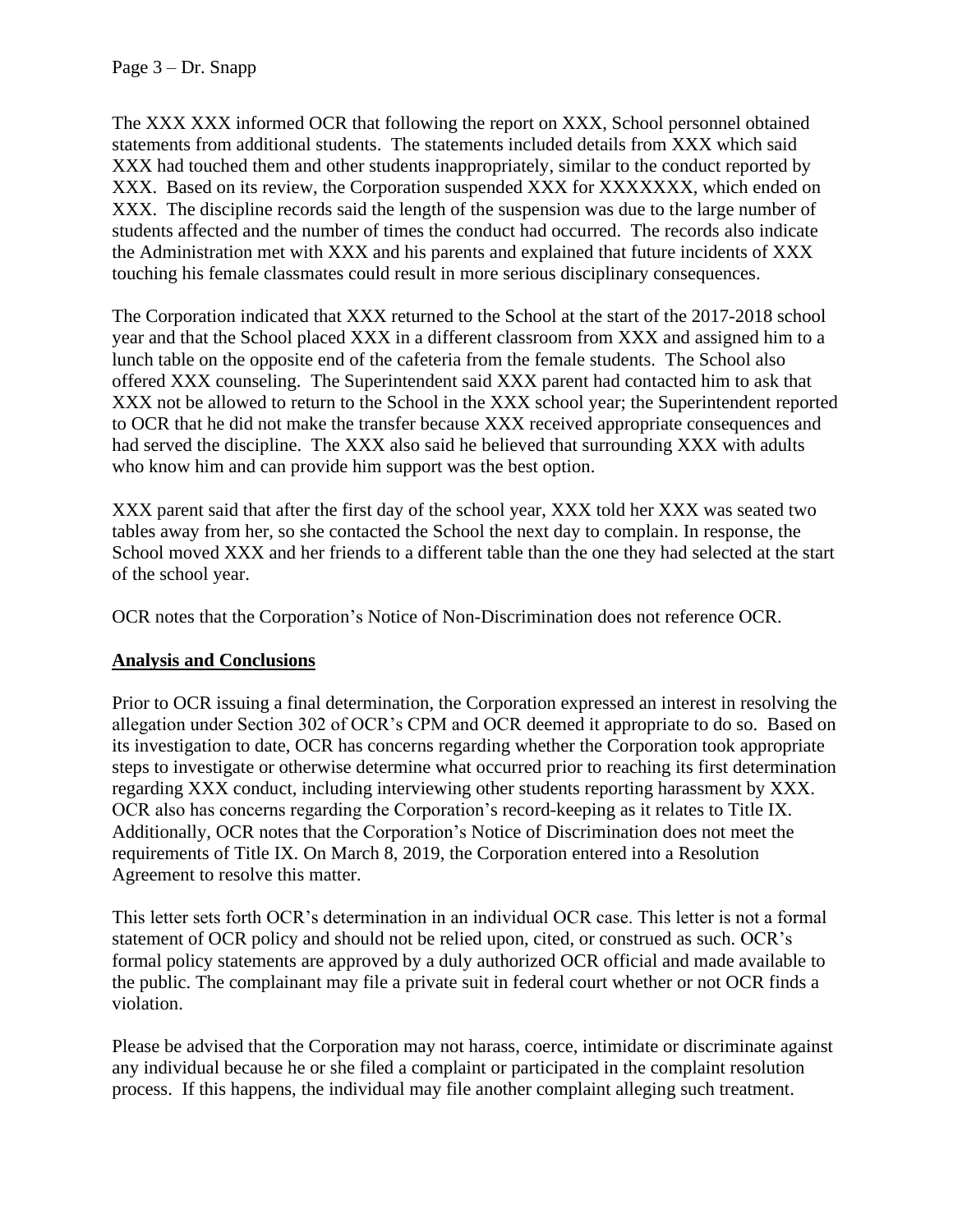The XXX XXX informed OCR that following the report on XXX, School personnel obtained statements from additional students. The statements included details from XXX which said XXX had touched them and other students inappropriately, similar to the conduct reported by XXX. Based on its review, the Corporation suspended XXX for XXXXXXX, which ended on XXX. The discipline records said the length of the suspension was due to the large number of students affected and the number of times the conduct had occurred. The records also indicate the Administration met with XXX and his parents and explained that future incidents of XXX touching his female classmates could result in more serious disciplinary consequences.

The Corporation indicated that XXX returned to the School at the start of the 2017-2018 school year and that the School placed XXX in a different classroom from XXX and assigned him to a lunch table on the opposite end of the cafeteria from the female students. The School also offered XXX counseling. The Superintendent said XXX parent had contacted him to ask that XXX not be allowed to return to the School in the XXX school year; the Superintendent reported to OCR that he did not make the transfer because XXX received appropriate consequences and had served the discipline. The XXX also said he believed that surrounding XXX with adults who know him and can provide him support was the best option.

XXX parent said that after the first day of the school year, XXX told her XXX was seated two tables away from her, so she contacted the School the next day to complain. In response, the School moved XXX and her friends to a different table than the one they had selected at the start of the school year.

OCR notes that the Corporation's Notice of Non-Discrimination does not reference OCR.

## Analysis and Conclusions

Prior to OCR issuing a final determination, the Corporation expressed an interest in resolving the allegation under Section 302 of OCR's CPM and OCR deemed it appropriate to do so. Based on its investigation to date, OCR has concerns regarding whether the Corporation took appropriate steps to investigate or otherwise determine what occurred prior to reaching its first determination regarding XXX conduct, including interviewing other students reporting harassment by XXX. OCR also has concerns regarding the Corporation's record-keeping as it relates to Title IX. Additionally, OCR notes that the Corporation's Notice of Discrimination does not meet the requirements of Title IX. On March 8, 2019, the Corporation entered into a Resolution Agreement to resolve this matter.

This letter sets forth OCR's determination in an individual OCR case. This letter is not a formal statement of OCR policy and should not be relied upon, cited, or construed as such. OCR's formal policy statements are approved by a duly authorized OCR official and made available to the public. The complainant may file a private suit in federal court whether or not OCR finds a violation.

Please be advised that the Corporation may not harass, coerce, intimidate or discriminate against any individual because he or she filed a complaint or participated in the complaint resolution process. If this happens, the individual may file another complaint alleging such treatment.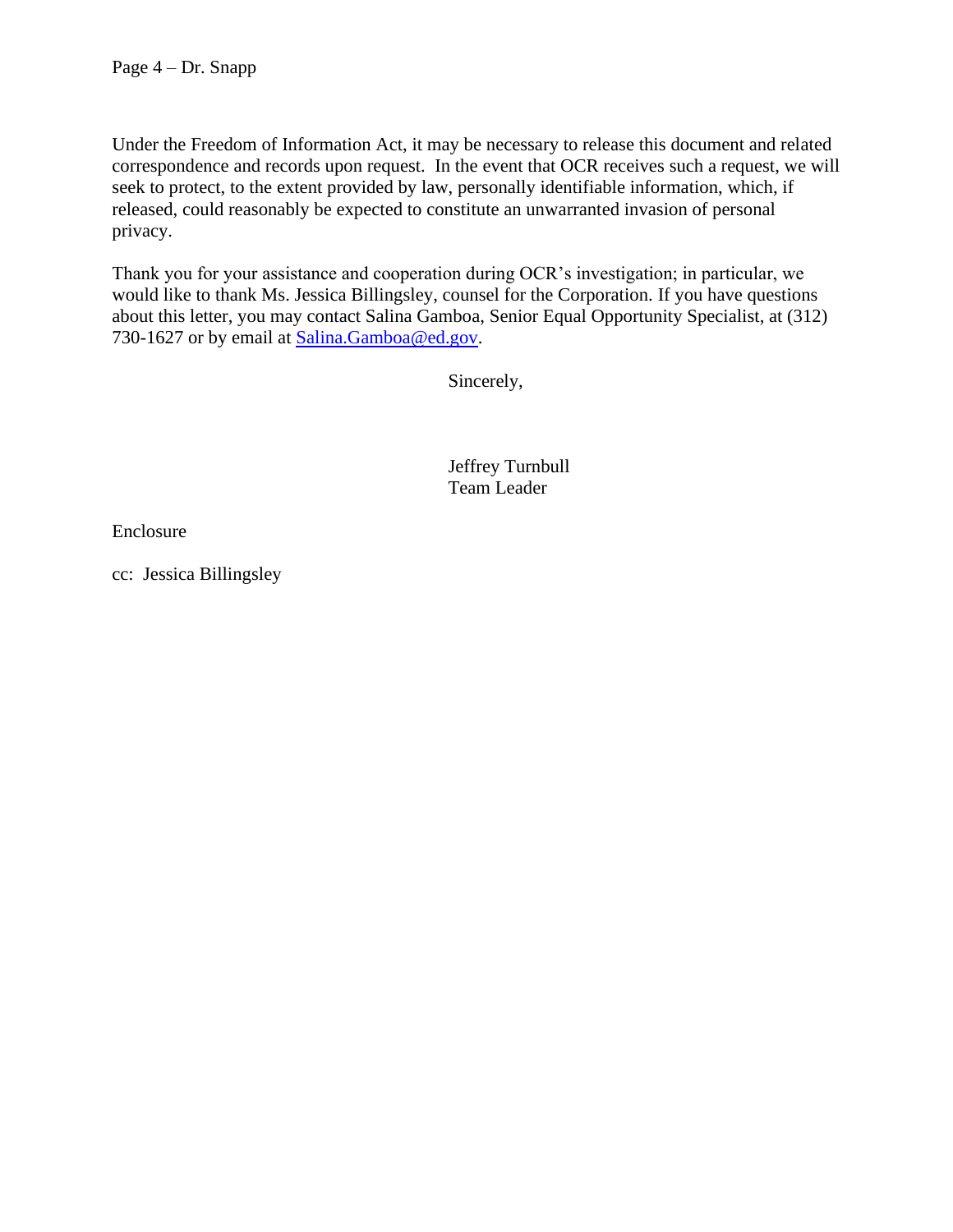Under the Freedom of Information Act, it may be necessary to release this document and related correspondence and records upon request. In the event that OCR receives such a request, we will seek to protect, to the extent provided by law, personally identifiable information, which, if released, could reasonably be expected to constitute an unwarranted invasion of personal privacy.

Thank you for your assistance and cooperation during OCR's investigation; in particular, we would like to thank Ms. Jessica Billingsley, counsel for the Corporation. If you have questions about this letter, you may contact Salina Gamboa, Senior Equal Opportunity Specialist, at (312) 730-1627 or by email at Salina.Gamboa@ed.gov.

Sincerely,

Jeffrey Turnbull
Team Leader

Enclosure

cc: Jessica Billingsley